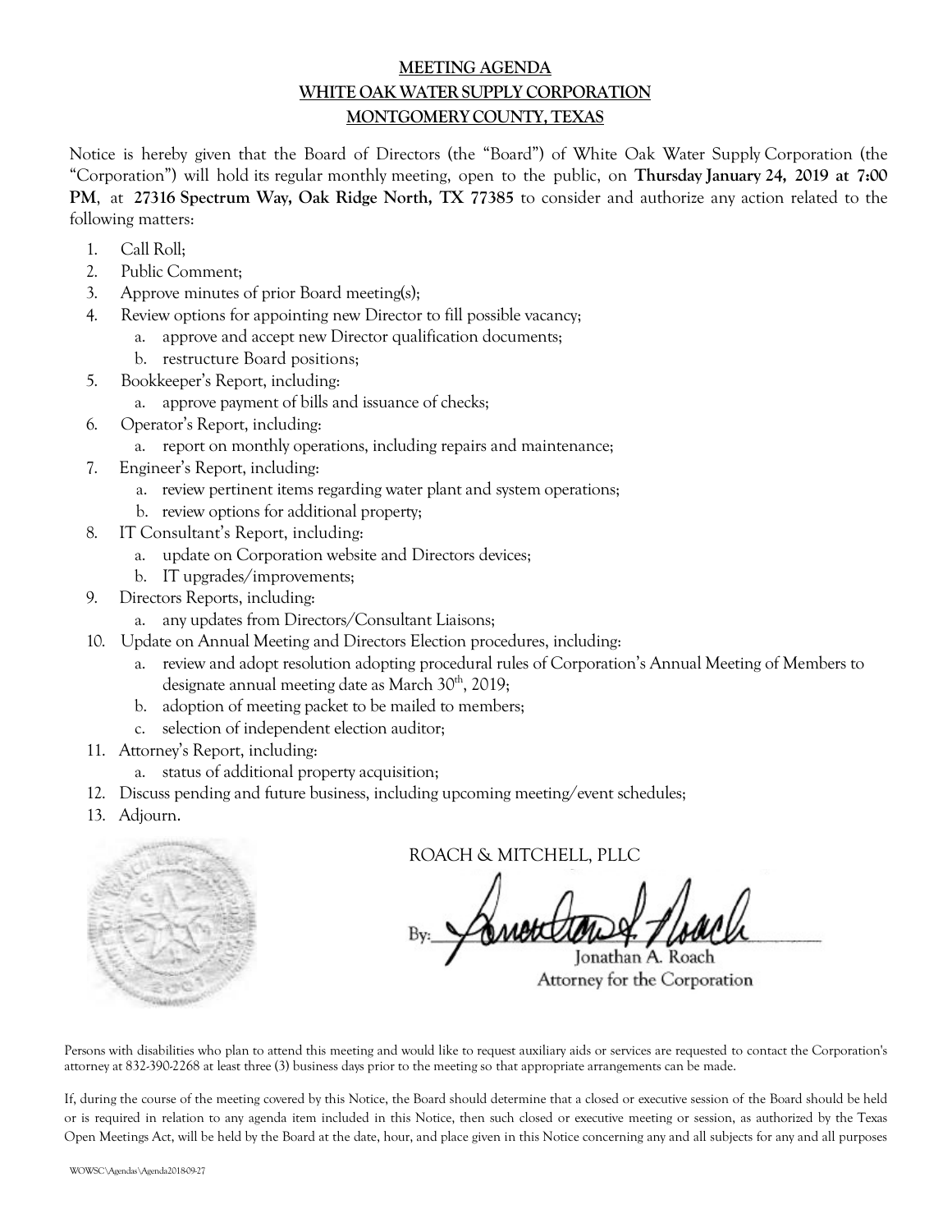# MEETING AGENDA
## WHITE OAK WATER SUPPLY CORPORATION
## MONTGOMERY COUNTY, TEXAS

Notice is hereby given that the Board of Directors (the "Board") of White Oak Water Supply Corporation (the "Corporation") will hold its regular monthly meeting, open to the public, on **Thursday January 24, 2019 at 7:00 PM**, at **27316 Spectrum Way, Oak Ridge North, TX 77385** to consider and authorize any action related to the following matters:

1. Call Roll;
2. Public Comment;
3. Approve minutes of prior Board meeting(s);
4. Review options for appointing new Director to fill possible vacancy;
   a. approve and accept new Director qualification documents;
   b. restructure Board positions;
5. Bookkeeper's Report, including:
   a. approve payment of bills and issuance of checks;
6. Operator's Report, including:
   a. report on monthly operations, including repairs and maintenance;
7. Engineer's Report, including:
   a. review pertinent items regarding water plant and system operations;
   b. review options for additional property;
8. IT Consultant's Report, including:
   a. update on Corporation website and Directors devices;
   b. IT upgrades/improvements;
9. Directors Reports, including:
   a. any updates from Directors/Consultant Liaisons;
10. Update on Annual Meeting and Directors Election procedures, including:
    a. review and adopt resolution adopting procedural rules of Corporation's Annual Meeting of Members to designate annual meeting date as March 30th, 2019;
    b. adoption of meeting packet to be mailed to members;
    c. selection of independent election auditor;
11. Attorney's Report, including:
    a. status of additional property acquisition;
12. Discuss pending and future business, including upcoming meeting/event schedules;
13. Adjourn.

ROACH & MITCHELL, PLLC

By: 
Jonathan A. Roach
Attorney for the Corporation

Persons with disabilities who plan to attend this meeting and would like to request auxiliary aids or services are requested to contact the Corporation's attorney at 832-390-2268 at least three (3) business days prior to the meeting so that appropriate arrangements can be made.

If, during the course of the meeting covered by this Notice, the Board should determine that a closed or executive session of the Board should be held or is required in relation to any agenda item included in this Notice, then such closed or executive meeting or session, as authorized by the Texas Open Meetings Act, will be held by the Board at the date, hour, and place given in this Notice concerning any and all subjects for any and all purposes

WOWSC\Agendas\Agenda2018-09-27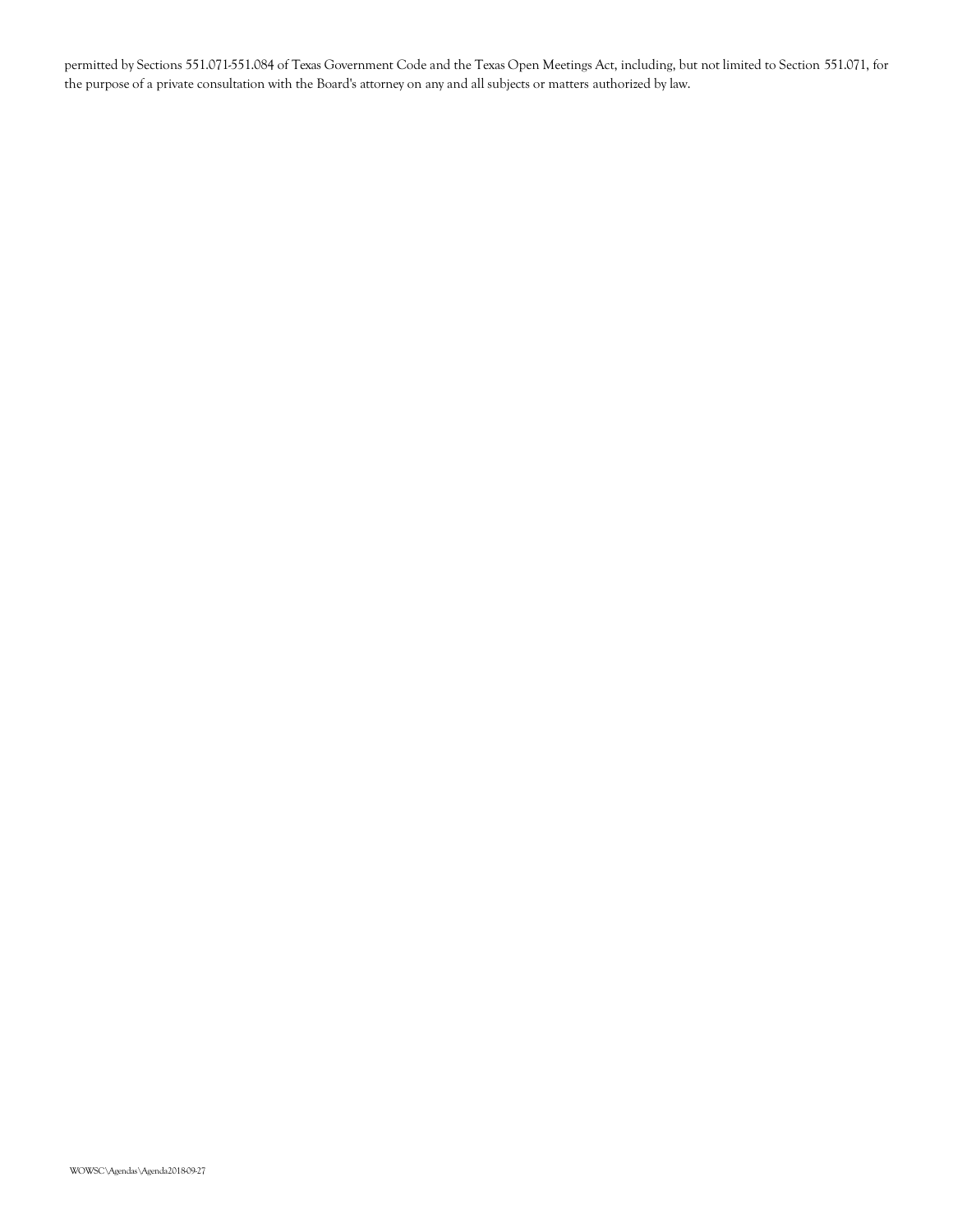permitted by Sections 551.071-551.084 of Texas Government Code and the Texas Open Meetings Act, including, but not limited to Section 551.071, for the purpose of a private consultation with the Board's attorney on any and all subjects or matters authorized by law.

WOWSC\Agendas\Agenda2018-09-27